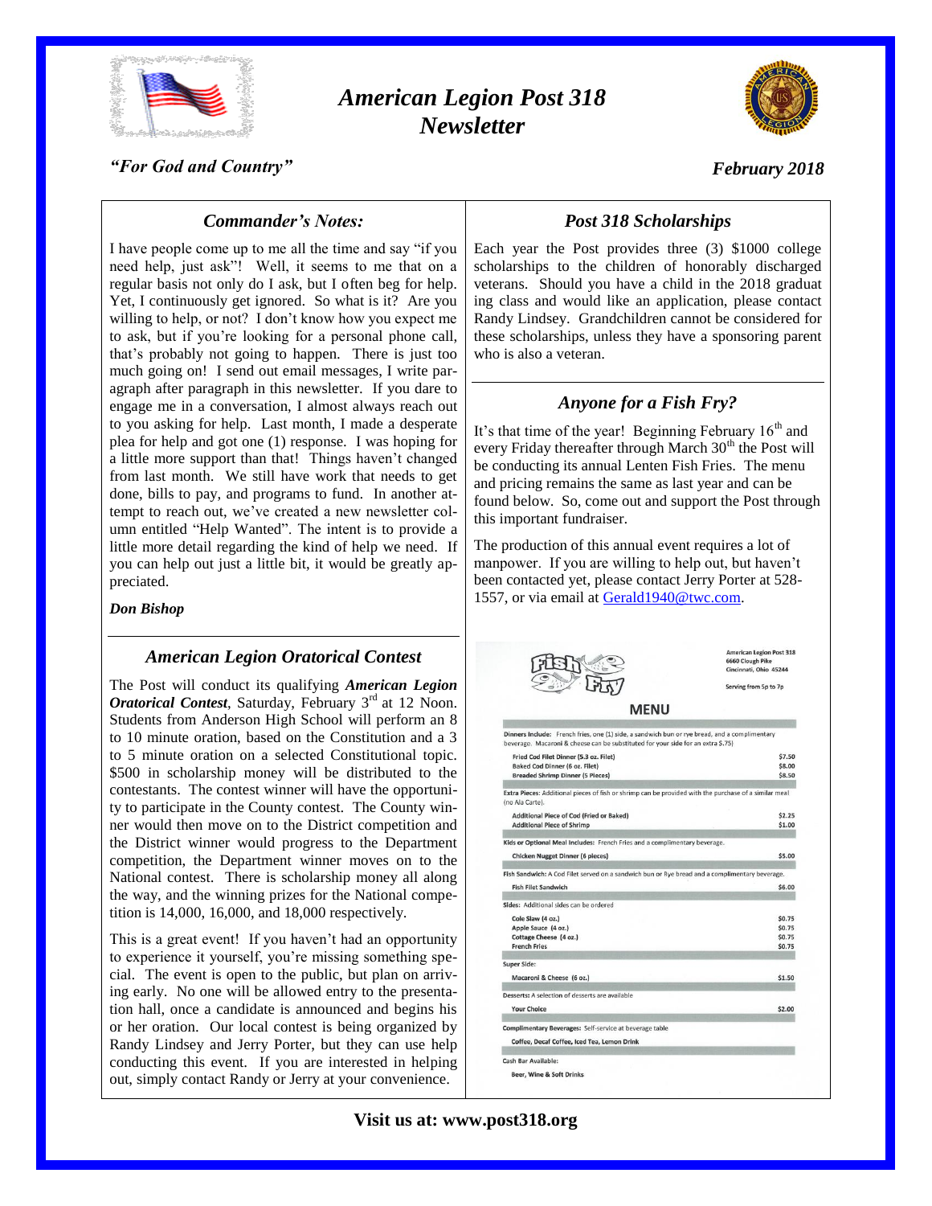# American Legion Post 318 Newsletter

*"For God and Country"*

*February 2018*

## Commander's Notes:

I have people come up to me all the time and say "if you need help, just ask"! Well, it seems to me that on a regular basis not only do I ask, but I often beg for help. Yet, I continuously get ignored. So what is it? Are you willing to help, or not? I don't know how you expect me to ask, but if you're looking for a personal phone call, that's probably not going to happen. There is just too much going on! I send out email messages, I write paragraph after paragraph in this newsletter. If you dare to engage me in a conversation, I almost always reach out to you asking for help. Last month, I made a desperate plea for help and got one (1) response. I was hoping for a little more support than that! Things haven't changed from last month. We still have work that needs to get done, bills to pay, and programs to fund. In another attempt to reach out, we've created a new newsletter column entitled "Help Wanted". The intent is to provide a little more detail regarding the kind of help we need. If you can help out just a little bit, it would be greatly appreciated.

***Don Bishop***

## American Legion Oratorical Contest

The Post will conduct its qualifying ***American Legion Oratorical Contest***, Saturday, February 3rd at 12 Noon. Students from Anderson High School will perform an 8 to 10 minute oration, based on the Constitution and a 3 to 5 minute oration on a selected Constitutional topic. $500 in scholarship money will be distributed to the contestants. The contest winner will have the opportunity to participate in the County contest. The County winner would then move on to the District competition and the District winner would progress to the Department competition, the Department winner moves on to the National contest. There is scholarship money all along the way, and the winning prizes for the National competition is 14,000, 16,000, and 18,000 respectively.

This is a great event! If you haven't had an opportunity to experience it yourself, you're missing something special. The event is open to the public, but plan on arriving early. No one will be allowed entry to the presentation hall, once a candidate is announced and begins his or her oration. Our local contest is being organized by Randy Lindsey and Jerry Porter, but they can use help conducting this event. If you are interested in helping out, simply contact Randy or Jerry at your convenience.

## Post 318 Scholarships

Each year the Post provides three (3) $1000 college scholarships to the children of honorably discharged veterans. Should you have a child in the 2018 graduating class and would like an application, please contact Randy Lindsey. Grandchildren cannot be considered for these scholarships, unless they have a sponsoring parent who is also a veteran.

## Anyone for a Fish Fry?

It's that time of the year! Beginning February 16th and every Friday thereafter through March 30th the Post will be conducting its annual Lenten Fish Fries. The menu and pricing remains the same as last year and can be found below. So, come out and support the Post through this important fundraiser.

The production of this annual event requires a lot of manpower. If you are willing to help out, but haven't been contacted yet, please contact Jerry Porter at 528-1557, or via email at Gerald1940@twc.com.

**Fish Fry**

American Legion Post 318
6660 Clough Pike
Cincinnati, Ohio 45244

Serving from 5p to 7p

### MENU

**Dinners Include:** French fries, one (1) side, a sandwich bun or rye bread, and a complimentary beverage. Macaroni & cheese can be substituted for your side for an extra $.75)

| Item | Price |
|---|---|
| Fried Cod Filet Dinner (5.3 oz. Filet) | $7.50 |
| Baked Cod Dinner (6 oz. Filet) | $8.00 |
| Breaded Shrimp Dinner (5 Pieces) | $8.50 |

**Extra Pieces:** Additional pieces of fish or shrimp can be provided with the purchase of a similar meal (no Ala Carte).

| Item | Price |
|---|---|
| Additional Piece of Cod (Fried or Baked) | $2.25 |
| Additional Piece of Shrimp | $1.00 |

**Kids or Optional Meal Includes:** French Fries and a complimentary beverage.

| Item | Price |
|---|---|
| Chicken Nugget Dinner (6 pieces) | $5.00 |

**Fish Sandwich:** A Cod Filet served on a sandwich bun or Rye bread and a complimentary beverage.

| Item | Price |
|---|---|
| Fish Filet Sandwich | $6.00 |

**Sides:** Additional sides can be ordered

| Item | Price |
|---|---|
| Cole Slaw (4 oz.) | $0.75 |
| Apple Sauce (4 oz.) | $0.75 |
| Cottage Cheese (4 oz.) | $0.75 |
| French Fries | $0.75 |

**Super Side:**

| Item | Price |
|---|---|
| Macaroni & Cheese (6 oz.) | $1.50 |

**Desserts:** A selection of desserts are available

| Item | Price |
|---|---|
| Your Choice | $2.00 |

**Complimentary Beverages:** Self-service at beverage table

Coffee, Decaf Coffee, Iced Tea, Lemon Drink

**Cash Bar Available:**

Beer, Wine & Soft Drinks

**Visit us at: www.post318.org**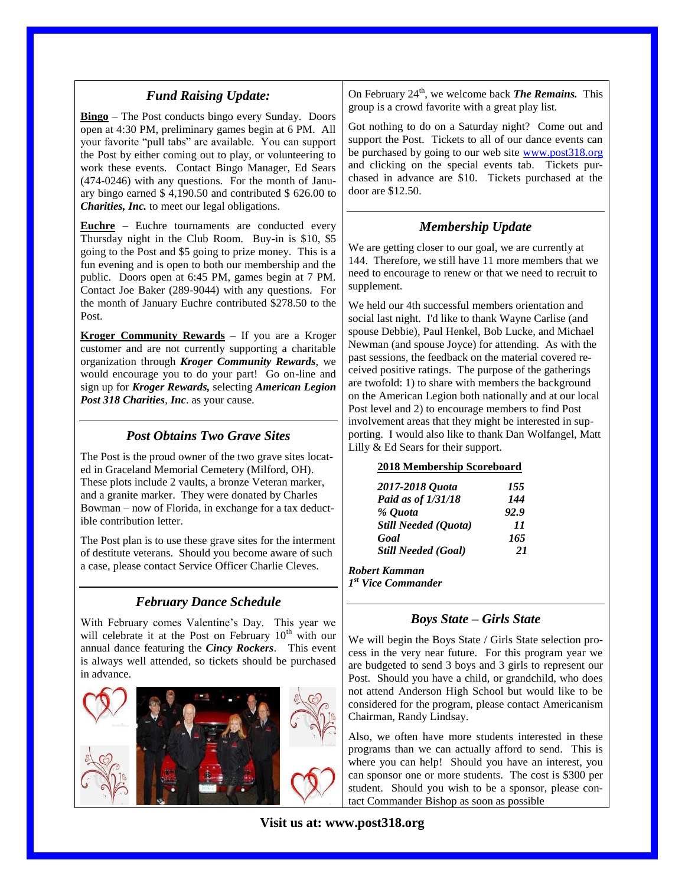## *Fund Raising Update:*

**Bingo** – The Post conducts bingo every Sunday. Doors open at 4:30 PM, preliminary games begin at 6 PM. All your favorite "pull tabs" are available. You can support the Post by either coming out to play, or volunteering to work these events. Contact Bingo Manager, Ed Sears (474-0246) with any questions. For the month of January bingo earned $ 4,190.50 and contributed $ 626.00 to ***Charities, Inc.*** to meet our legal obligations.

**Euchre** – Euchre tournaments are conducted every Thursday night in the Club Room. Buy-in is $10, $5 going to the Post and $5 going to prize money. This is a fun evening and is open to both our membership and the public. Doors open at 6:45 PM, games begin at 7 PM. Contact Joe Baker (289-9044) with any questions. For the month of January Euchre contributed $278.50 to the Post.

**Kroger Community Rewards** – If you are a Kroger customer and are not currently supporting a charitable organization through ***Kroger Community Rewards***, we would encourage you to do your part! Go on-line and sign up for ***Kroger Rewards,*** selecting ***American Legion Post 318 Charities***, ***Inc***. as your cause.

## *Post Obtains Two Grave Sites*

The Post is the proud owner of the two grave sites located in Graceland Memorial Cemetery (Milford, OH). These plots include 2 vaults, a bronze Veteran marker, and a granite marker. They were donated by Charles Bowman – now of Florida, in exchange for a tax deductible contribution letter.

The Post plan is to use these grave sites for the interment of destitute veterans. Should you become aware of such a case, please contact Service Officer Charlie Cleves.

## *February Dance Schedule*

With February comes Valentine's Day. This year we will celebrate it at the Post on February 10th with our annual dance featuring the ***Cincy Rockers***. This event is always well attended, so tickets should be purchased in advance.

On February 24th, we welcome back ***The Remains.*** This group is a crowd favorite with a great play list.

Got nothing to do on a Saturday night? Come out and support the Post. Tickets to all of our dance events can be purchased by going to our web site www.post318.org and clicking on the special events tab. Tickets purchased in advance are $10. Tickets purchased at the door are $12.50.

## *Membership Update*

We are getting closer to our goal, we are currently at 144. Therefore, we still have 11 more members that we need to encourage to renew or that we need to recruit to supplement.

We held our 4th successful members orientation and social last night. I'd like to thank Wayne Carlise (and spouse Debbie), Paul Henkel, Bob Lucke, and Michael Newman (and spouse Joyce) for attending. As with the past sessions, the feedback on the material covered received positive ratings. The purpose of the gatherings are twofold: 1) to share with members the background on the American Legion both nationally and at our local Post level and 2) to encourage members to find Post involvement areas that they might be interested in supporting. I would also like to thank Dan Wolfangel, Matt Lilly & Ed Sears for their support.

**2018 Membership Scoreboard**

| | |
|---|---|
| ***2017-2018 Quota*** | ***155*** |
| ***Paid as of 1/31/18*** | ***144*** |
| ***% Quota*** | ***92.9*** |
| ***Still Needed (Quota)*** | ***11*** |
| ***Goal*** | ***165*** |
| ***Still Needed (Goal)*** | ***21*** |

***Robert Kamman***
***1st Vice Commander***

## *Boys State – Girls State*

We will begin the Boys State / Girls State selection process in the very near future. For this program year we are budgeted to send 3 boys and 3 girls to represent our Post. Should you have a child, or grandchild, who does not attend Anderson High School but would like to be considered for the program, please contact Americanism Chairman, Randy Lindsay.

Also, we often have more students interested in these programs than we can actually afford to send. This is where you can help! Should you have an interest, you can sponsor one or more students. The cost is $300 per student. Should you wish to be a sponsor, please contact Commander Bishop as soon as possible

**Visit us at: www.post318.org**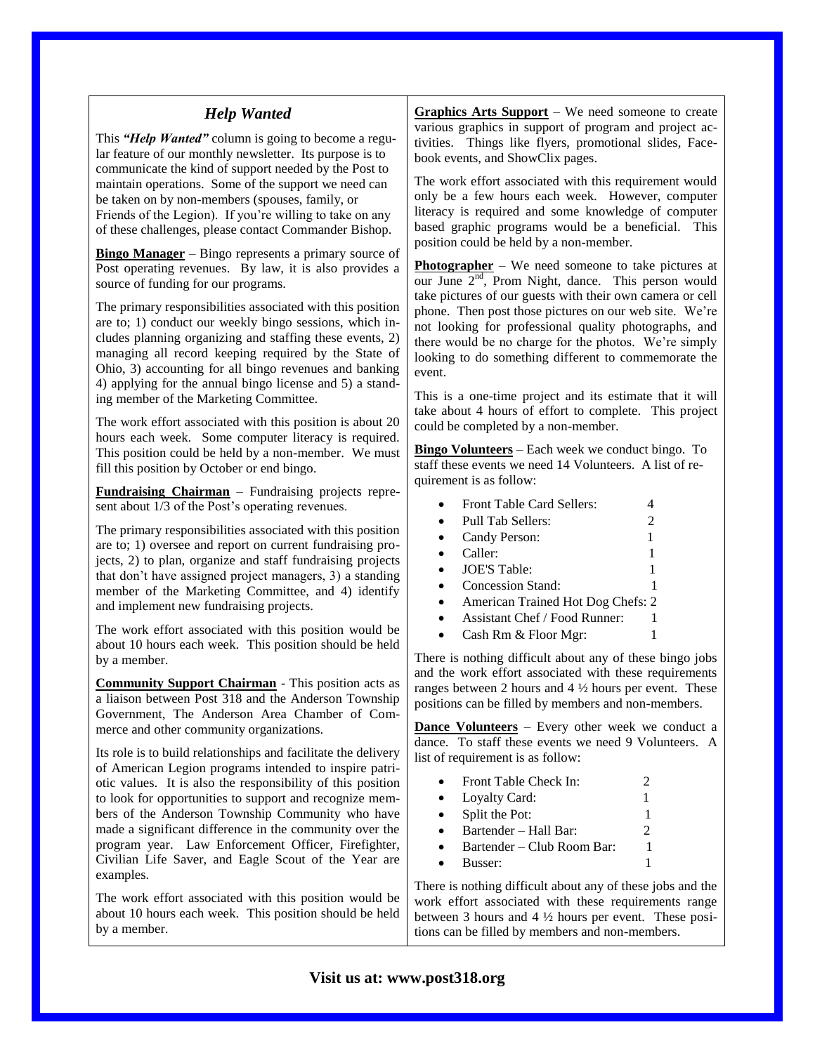## *Help Wanted*

This ***"Help Wanted"*** column is going to become a regular feature of our monthly newsletter. Its purpose is to communicate the kind of support needed by the Post to maintain operations. Some of the support we need can be taken on by non-members (spouses, family, or Friends of the Legion). If you're willing to take on any of these challenges, please contact Commander Bishop.

**Bingo Manager** – Bingo represents a primary source of Post operating revenues. By law, it is also provides a source of funding for our programs.

The primary responsibilities associated with this position are to; 1) conduct our weekly bingo sessions, which includes planning organizing and staffing these events, 2) managing all record keeping required by the State of Ohio, 3) accounting for all bingo revenues and banking 4) applying for the annual bingo license and 5) a standing member of the Marketing Committee.

The work effort associated with this position is about 20 hours each week. Some computer literacy is required. This position could be held by a non-member. We must fill this position by October or end bingo.

**Fundraising Chairman** – Fundraising projects represent about 1/3 of the Post's operating revenues.

The primary responsibilities associated with this position are to; 1) oversee and report on current fundraising projects, 2) to plan, organize and staff fundraising projects that don't have assigned project managers, 3) a standing member of the Marketing Committee, and 4) identify and implement new fundraising projects.

The work effort associated with this position would be about 10 hours each week. This position should be held by a member.

**Community Support Chairman** - This position acts as a liaison between Post 318 and the Anderson Township Government, The Anderson Area Chamber of Commerce and other community organizations.

Its role is to build relationships and facilitate the delivery of American Legion programs intended to inspire patriotic values. It is also the responsibility of this position to look for opportunities to support and recognize members of the Anderson Township Community who have made a significant difference in the community over the program year. Law Enforcement Officer, Firefighter, Civilian Life Saver, and Eagle Scout of the Year are examples.

The work effort associated with this position would be about 10 hours each week. This position should be held by a member.

**Graphics Arts Support** – We need someone to create various graphics in support of program and project activities. Things like flyers, promotional slides, Facebook events, and ShowClix pages.

The work effort associated with this requirement would only be a few hours each week. However, computer literacy is required and some knowledge of computer based graphic programs would be a beneficial. This position could be held by a non-member.

**Photographer** – We need someone to take pictures at our June 2nd, Prom Night, dance. This person would take pictures of our guests with their own camera or cell phone. Then post those pictures on our web site. We're not looking for professional quality photographs, and there would be no charge for the photos. We're simply looking to do something different to commemorate the event.

This is a one-time project and its estimate that it will take about 4 hours of effort to complete. This project could be completed by a non-member.

**Bingo Volunteers** – Each week we conduct bingo. To staff these events we need 14 Volunteers. A list of requirement is as follow:

- Front Table Card Sellers: 4
- Pull Tab Sellers: 2
- Candy Person: 1
- Caller: 1
- JOE'S Table: 1
- Concession Stand: 1
- American Trained Hot Dog Chefs: 2
- Assistant Chef / Food Runner: 1
- Cash Rm & Floor Mgr: 1

There is nothing difficult about any of these bingo jobs and the work effort associated with these requirements ranges between 2 hours and 4 ½ hours per event. These positions can be filled by members and non-members.

**Dance Volunteers** – Every other week we conduct a dance. To staff these events we need 9 Volunteers. A list of requirement is as follow:

- Front Table Check In: 2
- Loyalty Card: 1
- Split the Pot: 1
- Bartender – Hall Bar: 2
- Bartender – Club Room Bar: 1
- Busser: 1

There is nothing difficult about any of these jobs and the work effort associated with these requirements range between 3 hours and 4 ½ hours per event. These positions can be filled by members and non-members.

**Visit us at: www.post318.org**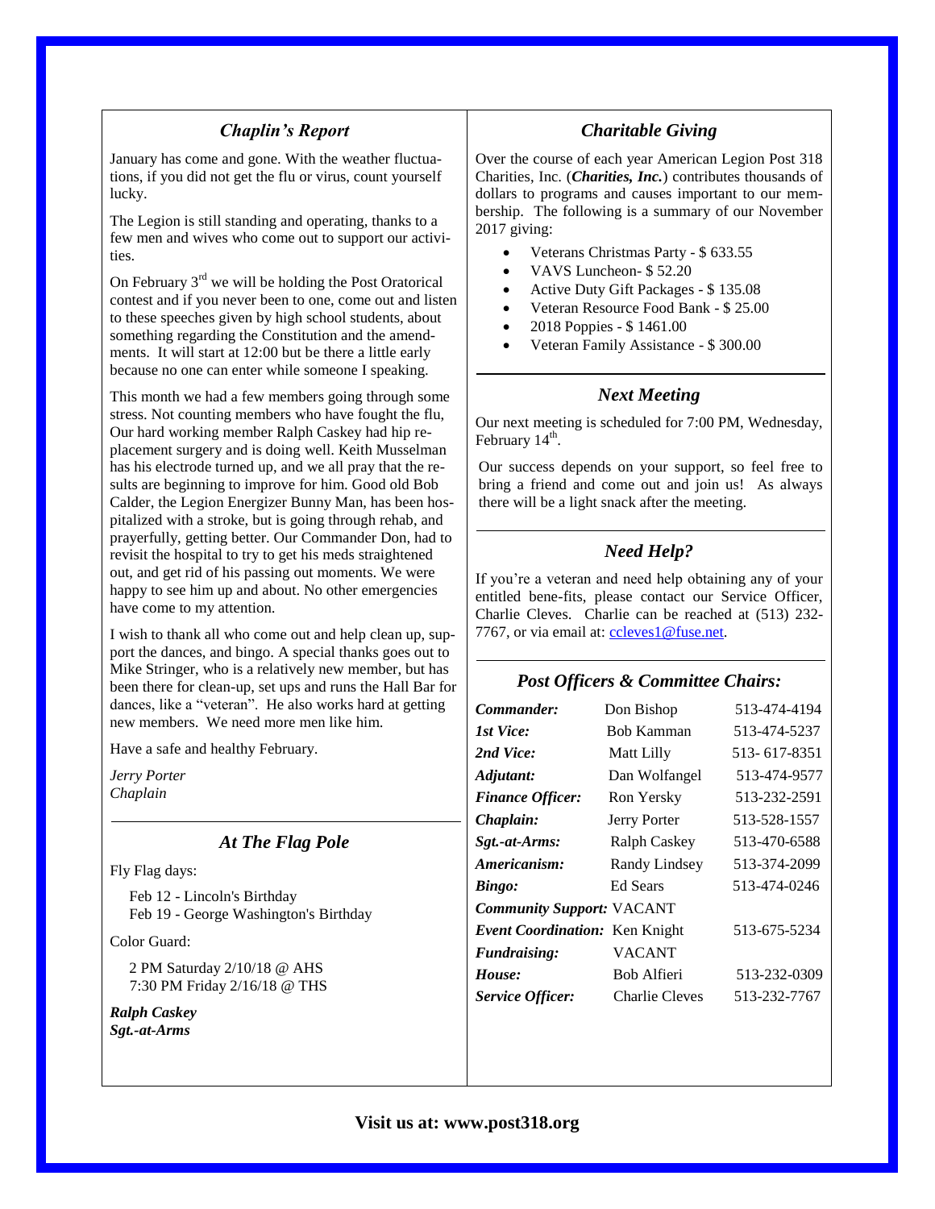## Chaplin's Report

January has come and gone. With the weather fluctuations, if you did not get the flu or virus, count yourself lucky.

The Legion is still standing and operating, thanks to a few men and wives who come out to support our activities.

On February 3rd we will be holding the Post Oratorical contest and if you never been to one, come out and listen to these speeches given by high school students, about something regarding the Constitution and the amendments. It will start at 12:00 but be there a little early because no one can enter while someone I speaking.

This month we had a few members going through some stress. Not counting members who have fought the flu, Our hard working member Ralph Caskey had hip replacement surgery and is doing well. Keith Musselman has his electrode turned up, and we all pray that the results are beginning to improve for him. Good old Bob Calder, the Legion Energizer Bunny Man, has been hospitalized with a stroke, but is going through rehab, and prayerfully, getting better. Our Commander Don, had to revisit the hospital to try to get his meds straightened out, and get rid of his passing out moments. We were happy to see him up and about. No other emergencies have come to my attention.

I wish to thank all who come out and help clean up, support the dances, and bingo. A special thanks goes out to Mike Stringer, who is a relatively new member, but has been there for clean-up, set ups and runs the Hall Bar for dances, like a "veteran". He also works hard at getting new members. We need more men like him.

Have a safe and healthy February.

*Jerry Porter*
*Chaplain*

## At The Flag Pole

Fly Flag days:

Feb 12 - Lincoln's Birthday
Feb 19 - George Washington's Birthday

Color Guard:

2 PM Saturday 2/10/18 @ AHS
7:30 PM Friday 2/16/18 @ THS

***Ralph Caskey***
***Sgt.-at-Arms***

## Charitable Giving

Over the course of each year American Legion Post 318 Charities, Inc. (***Charities, Inc.***) contributes thousands of dollars to programs and causes important to our membership. The following is a summary of our November 2017 giving:

- Veterans Christmas Party - $ 633.55
- VAVS Luncheon- $ 52.20
- Active Duty Gift Packages - $ 135.08
- Veteran Resource Food Bank - $ 25.00
- 2018 Poppies - $ 1461.00
- Veteran Family Assistance - $ 300.00

## Next Meeting

Our next meeting is scheduled for 7:00 PM, Wednesday, February 14th.

Our success depends on your support, so feel free to bring a friend and come out and join us! As always there will be a light snack after the meeting.

## Need Help?

If you're a veteran and need help obtaining any of your entitled bene-fits, please contact our Service Officer, Charlie Cleves. Charlie can be reached at (513) 232-7767, or via email at: ccleves1@fuse.net.

## Post Officers & Committee Chairs:

| | | |
|---|---|---|
| ***Commander:*** | Don Bishop | 513-474-4194 |
| ***1st Vice:*** | Bob Kamman | 513-474-5237 |
| ***2nd Vice:*** | Matt Lilly | 513- 617-8351 |
| ***Adjutant:*** | Dan Wolfangel | 513-474-9577 |
| ***Finance Officer:*** | Ron Yersky | 513-232-2591 |
| ***Chaplain:*** | Jerry Porter | 513-528-1557 |
| ***Sgt.-at-Arms:*** | Ralph Caskey | 513-470-6588 |
| ***Americanism:*** | Randy Lindsey | 513-374-2099 |
| ***Bingo:*** | Ed Sears | 513-474-0246 |
| ***Community Support:*** | VACANT | |
| ***Event Coordination:*** | Ken Knight | 513-675-5234 |
| ***Fundraising:*** | VACANT | |
| ***House:*** | Bob Alfieri | 513-232-0309 |
| ***Service Officer:*** | Charlie Cleves | 513-232-7767 |

**Visit us at: www.post318.org**